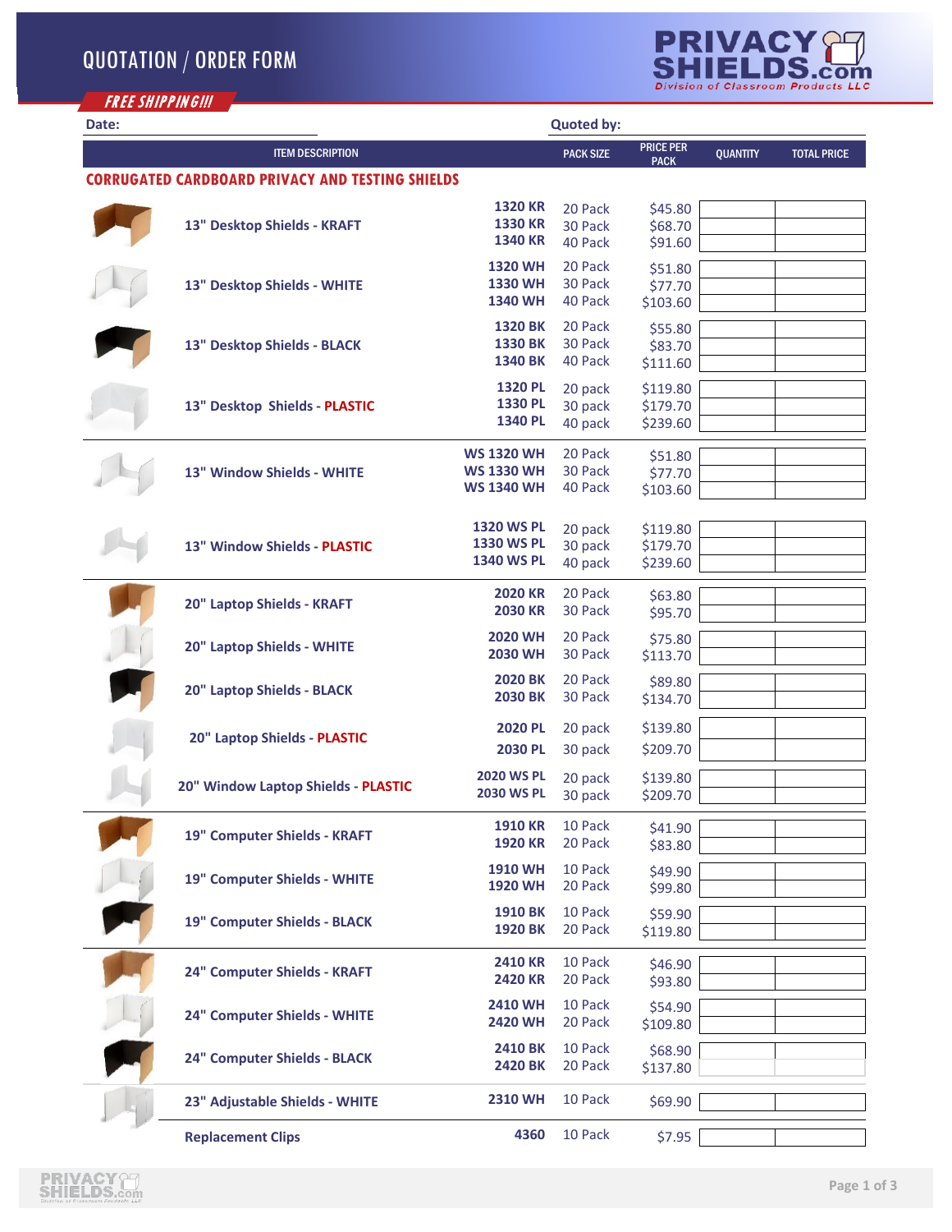# QUOTATION / ORDER FORM

PRIVACY SHIELDS.com
Division of Classroom Products LLC

**FREE SHIPPING!!!**

**Date:** 

**Quoted by:** 

| ITEM DESCRIPTION | | PACK SIZE | PRICE PER PACK | QUANTITY | TOTAL PRICE |
|---|---|---|---|---|---|
| **CORRUGATED CARDBOARD PRIVACY AND TESTING SHIELDS** | | | | | |
| **13" Desktop Shields - KRAFT** | **1320 KR** | 20 Pack | $45.80 | | |
| | **1330 KR** | 30 Pack | $68.70 | | |
| | **1340 KR** | 40 Pack | $91.60 | | |
| **13" Desktop Shields - WHITE** | **1320 WH** | 20 Pack | $51.80 | | |
| | **1330 WH** | 30 Pack | $77.70 | | |
| | **1340 WH** | 40 Pack | $103.60 | | |
| **13" Desktop Shields - BLACK** | **1320 BK** | 20 Pack | $55.80 | | |
| | **1330 BK** | 30 Pack | $83.70 | | |
| | **1340 BK** | 40 Pack | $111.60 | | |
| **13" Desktop Shields - PLASTIC** | **1320 PL** | 20 pack | $119.80 | | |
| | **1330 PL** | 30 pack | $179.70 | | |
| | **1340 PL** | 40 pack | $239.60 | | |
| **13" Window Shields - WHITE** | **WS 1320 WH** | 20 Pack | $51.80 | | |
| | **WS 1330 WH** | 30 Pack | $77.70 | | |
| | **WS 1340 WH** | 40 Pack | $103.60 | | |
| **13" Window Shields - PLASTIC** | **1320 WS PL** | 20 pack | $119.80 | | |
| | **1330 WS PL** | 30 pack | $179.70 | | |
| | **1340 WS PL** | 40 pack | $239.60 | | |
| **20" Laptop Shields - KRAFT** | **2020 KR** | 20 Pack | $63.80 | | |
| | **2030 KR** | 30 Pack | $95.70 | | |
| **20" Laptop Shields - WHITE** | **2020 WH** | 20 Pack | $75.80 | | |
| | **2030 WH** | 30 Pack | $113.70 | | |
| **20" Laptop Shields - BLACK** | **2020 BK** | 20 Pack | $89.80 | | |
| | **2030 BK** | 30 Pack | $134.70 | | |
| **20" Laptop Shields - PLASTIC** | **2020 PL** | 20 pack | $139.80 | | |
| | **2030 PL** | 30 pack | $209.70 | | |
| **20" Window Laptop Shields - PLASTIC** | **2020 WS PL** | 20 pack | $139.80 | | |
| | **2030 WS PL** | 30 pack | $209.70 | | |
| **19" Computer Shields - KRAFT** | **1910 KR** | 10 Pack | $41.90 | | |
| | **1920 KR** | 20 Pack | $83.80 | | |
| **19" Computer Shields - WHITE** | **1910 WH** | 10 Pack | $49.90 | | |
| | **1920 WH** | 20 Pack | $99.80 | | |
| **19" Computer Shields - BLACK** | **1910 BK** | 10 Pack | $59.90 | | |
| | **1920 BK** | 20 Pack | $119.80 | | |
| **24" Computer Shields - KRAFT** | **2410 KR** | 10 Pack | $46.90 | | |
| | **2420 KR** | 20 Pack | $93.80 | | |
| **24" Computer Shields - WHITE** | **2410 WH** | 10 Pack | $54.90 | | |
| | **2420 WH** | 20 Pack | $109.80 | | |
| **24" Computer Shields - BLACK** | **2410 BK** | 10 Pack | $68.90 | | |
| | **2420 BK** | 20 Pack | $137.80 | | |
| **23" Adjustable Shields - WHITE** | **2310 WH** | 10 Pack | $69.90 | | |
| **Replacement Clips** | **4360** | 10 Pack | $7.95 | | |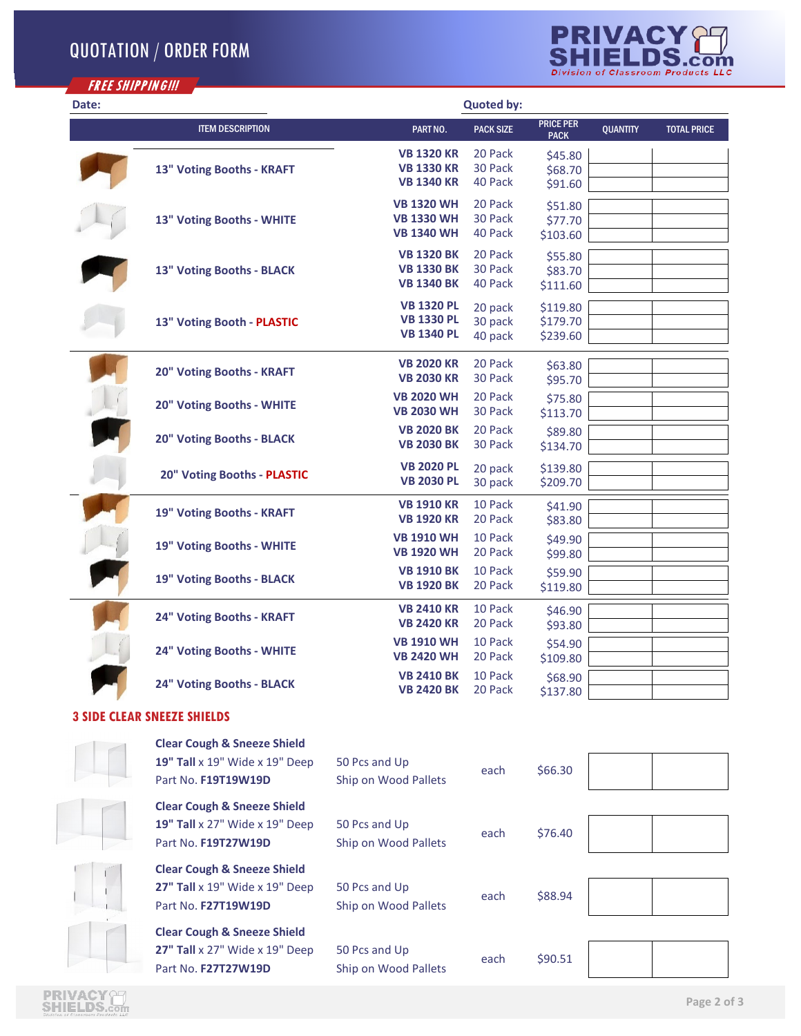# QUOTATION / ORDER FORM

**PRIVACY SHIELDS.com**
*Division of Classroom Products LLC*

***FREE SHIPPING!!!***

**Date:** **Quoted by:**

| ITEM DESCRIPTION | PART NO. | PACK SIZE | PRICE PER PACK | QUANTITY | TOTAL PRICE |
|---|---|---|---|---|---|
| **13" Voting Booths - KRAFT** | **VB 1320 KR** | 20 Pack | $45.80 | | |
| | **VB 1330 KR** | 30 Pack | $68.70 | | |
| | **VB 1340 KR** | 40 Pack | $91.60 | | |
| **13" Voting Booths - WHITE** | **VB 1320 WH** | 20 Pack | $51.80 | | |
| | **VB 1330 WH** | 30 Pack | $77.70 | | |
| | **VB 1340 WH** | 40 Pack | $103.60 | | |
| **13" Voting Booths - BLACK** | **VB 1320 BK** | 20 Pack | $55.80 | | |
| | **VB 1330 BK** | 30 Pack | $83.70 | | |
| | **VB 1340 BK** | 40 Pack | $111.60 | | |
| **13" Voting Booth - PLASTIC** | **VB 1320 PL** | 20 pack | $119.80 | | |
| | **VB 1330 PL** | 30 pack | $179.70 | | |
| | **VB 1340 PL** | 40 pack | $239.60 | | |
| **20" Voting Booths - KRAFT** | **VB 2020 KR** | 20 Pack | $63.80 | | |
| | **VB 2030 KR** | 30 Pack | $95.70 | | |
| **20" Voting Booths - WHITE** | **VB 2020 WH** | 20 Pack | $75.80 | | |
| | **VB 2030 WH** | 30 Pack | $113.70 | | |
| **20" Voting Booths - BLACK** | **VB 2020 BK** | 20 Pack | $89.80 | | |
| | **VB 2030 BK** | 30 Pack | $134.70 | | |
| **20" Voting Booths - PLASTIC** | **VB 2020 PL** | 20 pack | $139.80 | | |
| | **VB 2030 PL** | 30 pack | $209.70 | | |
| **19" Voting Booths - KRAFT** | **VB 1910 KR** | 10 Pack | $41.90 | | |
| | **VB 1920 KR** | 20 Pack | $83.80 | | |
| **19" Voting Booths - WHITE** | **VB 1910 WH** | 10 Pack | $49.90 | | |
| | **VB 1920 WH** | 20 Pack | $99.80 | | |
| **19" Voting Booths - BLACK** | **VB 1910 BK** | 10 Pack | $59.90 | | |
| | **VB 1920 BK** | 20 Pack | $119.80 | | |
| **24" Voting Booths - KRAFT** | **VB 2410 KR** | 10 Pack | $46.90 | | |
| | **VB 2420 KR** | 20 Pack | $93.80 | | |
| **24" Voting Booths - WHITE** | **VB 1910 WH** | 10 Pack | $54.90 | | |
| | **VB 2420 WH** | 20 Pack | $109.80 | | |
| **24" Voting Booths - BLACK** | **VB 2410 BK** | 10 Pack | $68.90 | | |
| | **VB 2420 BK** | 20 Pack | $137.80 | | |

## 3 SIDE CLEAR SNEEZE SHIELDS

| ITEM DESCRIPTION | | | PRICE | QUANTITY | TOTAL PRICE |
|---|---|---|---|---|---|
| **Clear Cough & Sneeze Shield**<br>**19" Tall** x 19" Wide x 19" Deep<br>Part No. **F19T19W19D** | 50 Pcs and Up<br>Ship on Wood Pallets | each | $66.30 | | |
| **Clear Cough & Sneeze Shield**<br>**19" Tall** x 27" Wide x 19" Deep<br>Part No. **F19T27W19D** | 50 Pcs and Up<br>Ship on Wood Pallets | each | $76.40 | | |
| **Clear Cough & Sneeze Shield**<br>**27" Tall** x 19" Wide x 19" Deep<br>Part No. **F27T19W19D** | 50 Pcs and Up<br>Ship on Wood Pallets | each | $88.94 | | |
| **Clear Cough & Sneeze Shield**<br>**27" Tall** x 27" Wide x 19" Deep<br>Part No. **F27T27W19D** | 50 Pcs and Up<br>Ship on Wood Pallets | each | $90.51 | | |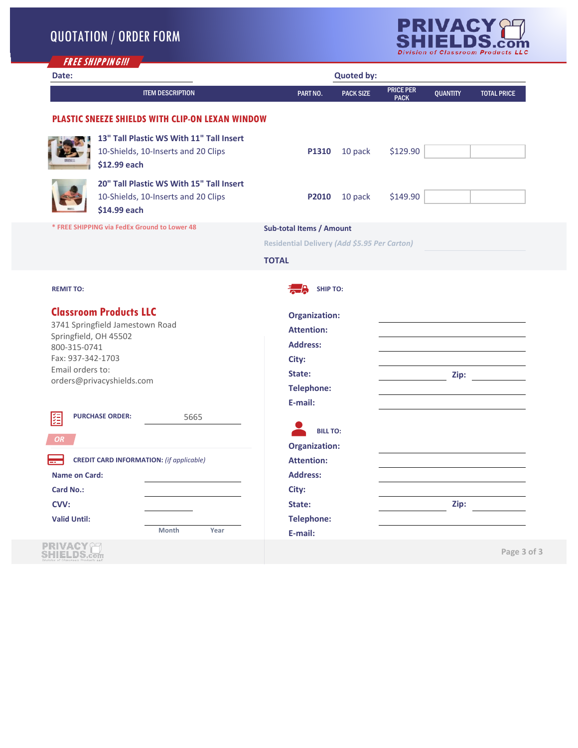# QUOTATION / ORDER FORM

**PRIVACY SHIELDS.com**
*Division of Classroom Products LLC*

***FREE SHIPPING!!!***

**Date:** 

**Quoted by:** 

| ITEM DESCRIPTION | PART NO. | PACK SIZE | PRICE PER PACK | QUANTITY | TOTAL PRICE |
|---|---|---|---|---|---|
| **PLASTIC SNEEZE SHIELDS WITH CLIP-ON LEXAN WINDOW** | | | | | |
| **13" Tall Plastic WS With 11" Tall Insert**<br>10-Shields, 10-Inserts and 20 Clips<br>**$12.99 each** | **P1310** | 10 pack | $129.90 | | |
| **20" Tall Plastic WS With 15" Tall Insert**<br>10-Shields, 10-Inserts and 20 Clips<br>**$14.99 each** | **P2010** | 10 pack | $149.90 | | |

\* FREE SHIPPING via FedEx Ground to Lower 48

**Sub-total Items / Amount**

Residential Delivery *(Add $5.95 Per Carton)*

**TOTAL**

**REMIT TO:**

## Classroom Products LLC

3741 Springfield Jamestown Road
Springfield, OH 45502
800-315-0741
Fax: 937-342-1703
Email orders to:
orders@privacyshields.com

**PURCHASE ORDER:** 5665

*OR*

**CREDIT CARD INFORMATION:** *(if applicable)*

**Name on Card:**

**Card No.:**

**CVV:**

**Valid Until:**

Month Year

**SHIP TO:**

**Organization:**

**Attention:**

**Address:**

**City:**

**State:** **Zip:**

**Telephone:**

**E-mail:**

**BILL TO:**

**Organization:**

**Attention:**

**Address:**

**City:**

**State:** **Zip:**

**Telephone:**

**E-mail:**